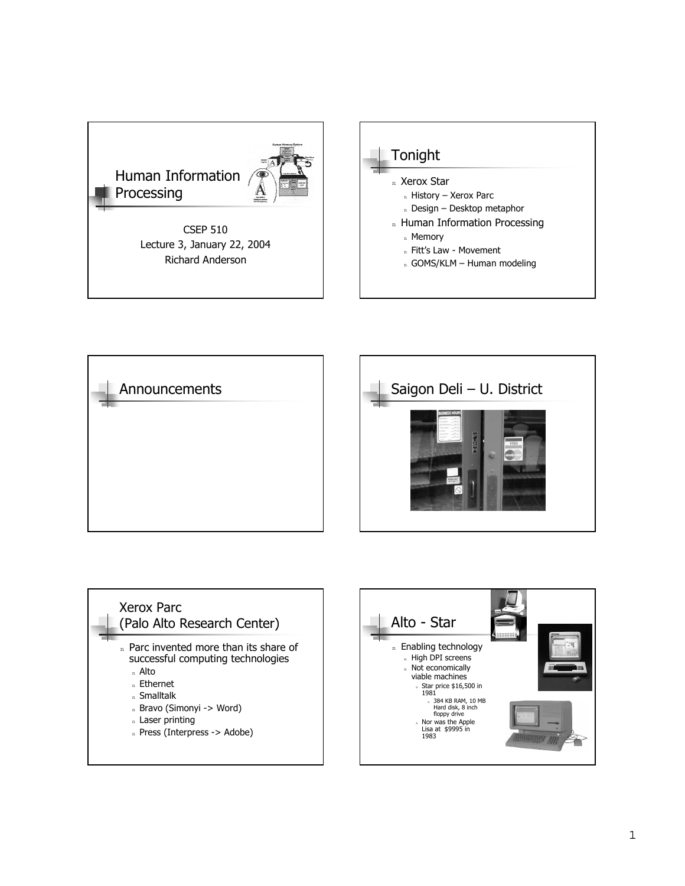# Human Information Processing

CSEP 510
Lecture 3, January 22, 2004
Richard Anderson

## Tonight

- Xerox Star
  - History – Xerox Parc
  - Design – Desktop metaphor
- Human Information Processing
  - Memory
  - Fitt's Law - Movement
  - GOMS/KLM – Human modeling

## Announcements

## Saigon Deli – U. District

## Xerox Parc (Palo Alto Research Center)

- Parc invented more than its share of successful computing technologies
  - Alto
  - Ethernet
  - Smalltalk
  - Bravo (Simonyi -> Word)
  - Laser printing
  - Press (Interpress -> Adobe)

## Alto - Star

- Enabling technology
  - High DPI screens
  - Not economically viable machines
    - Star price $16,500 in 1981
      - 384 KB RAM, 10 MB Hard disk, 8 inch floppy drive
    - Nor was the Apple Lisa at $9995 in 1983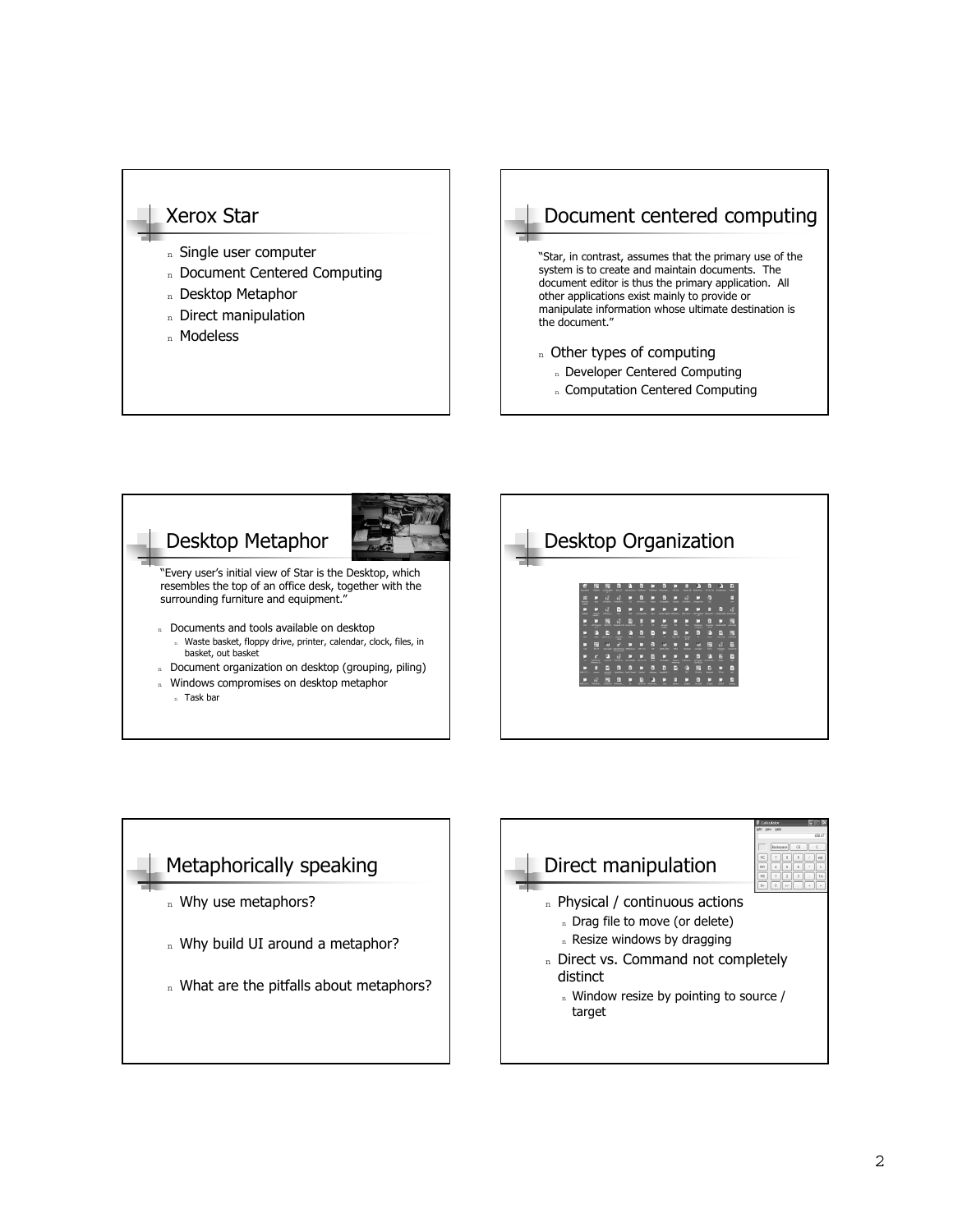## Xerox Star

- Single user computer
- Document Centered Computing
- Desktop Metaphor
- Direct manipulation
- Modeless

## Document centered computing

"Star, in contrast, assumes that the primary use of the system is to create and maintain documents. The document editor is thus the primary application. All other applications exist mainly to provide or manipulate information whose ultimate destination is the document."

- Other types of computing
  - Developer Centered Computing
  - Computation Centered Computing

## Desktop Metaphor

"Every user's initial view of Star is the Desktop, which resembles the top of an office desk, together with the surrounding furniture and equipment."

- Documents and tools available on desktop
  - Waste basket, floppy drive, printer, calendar, clock, files, in basket, out basket
- Document organization on desktop (grouping, piling)
- Windows compromises on desktop metaphor
  - Task bar

## Desktop Organization

## Metaphorically speaking

- Why use metaphors?
- Why build UI around a metaphor?
- What are the pitfalls about metaphors?

## Direct manipulation

- Physical / continuous actions
  - Drag file to move (or delete)
  - Resize windows by dragging
- Direct vs. Command not completely distinct
  - Window resize by pointing to source / target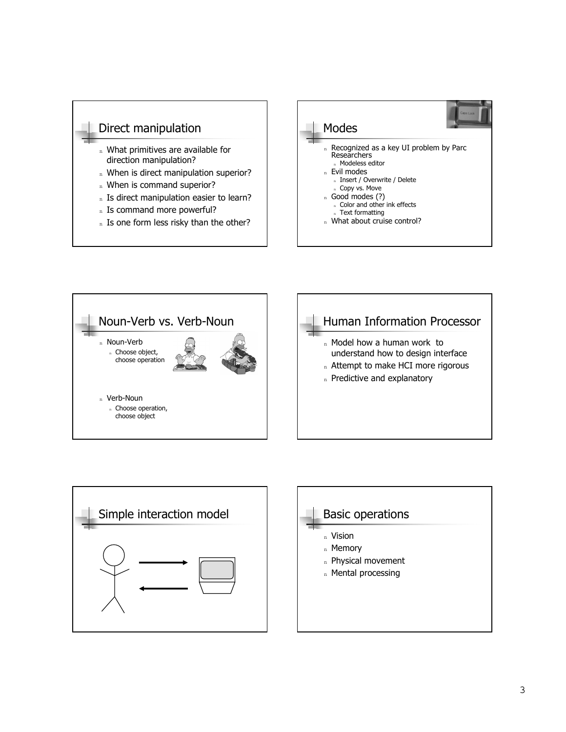## Direct manipulation

- What primitives are available for direction manipulation?
- When is direct manipulation superior?
- When is command superior?
- Is direct manipulation easier to learn?
- Is command more powerful?
- Is one form less risky than the other?

## Modes

- Recognized as a key UI problem by Parc Researchers
  - Modeless editor
- Evil modes
  - Insert / Overwrite / Delete
  - Copy vs. Move
- Good modes (?)
  - Color and other ink effects
  - Text formatting
- What about cruise control?

## Noun-Verb vs. Verb-Noun

- Noun-Verb
  - Choose object, choose operation
- Verb-Noun
  - Choose operation, choose object

## Human Information Processor

- Model how a human work to understand how to design interface
- Attempt to make HCI more rigorous
- Predictive and explanatory

## Simple interaction model

## Basic operations

- Vision
- Memory
- Physical movement
- Mental processing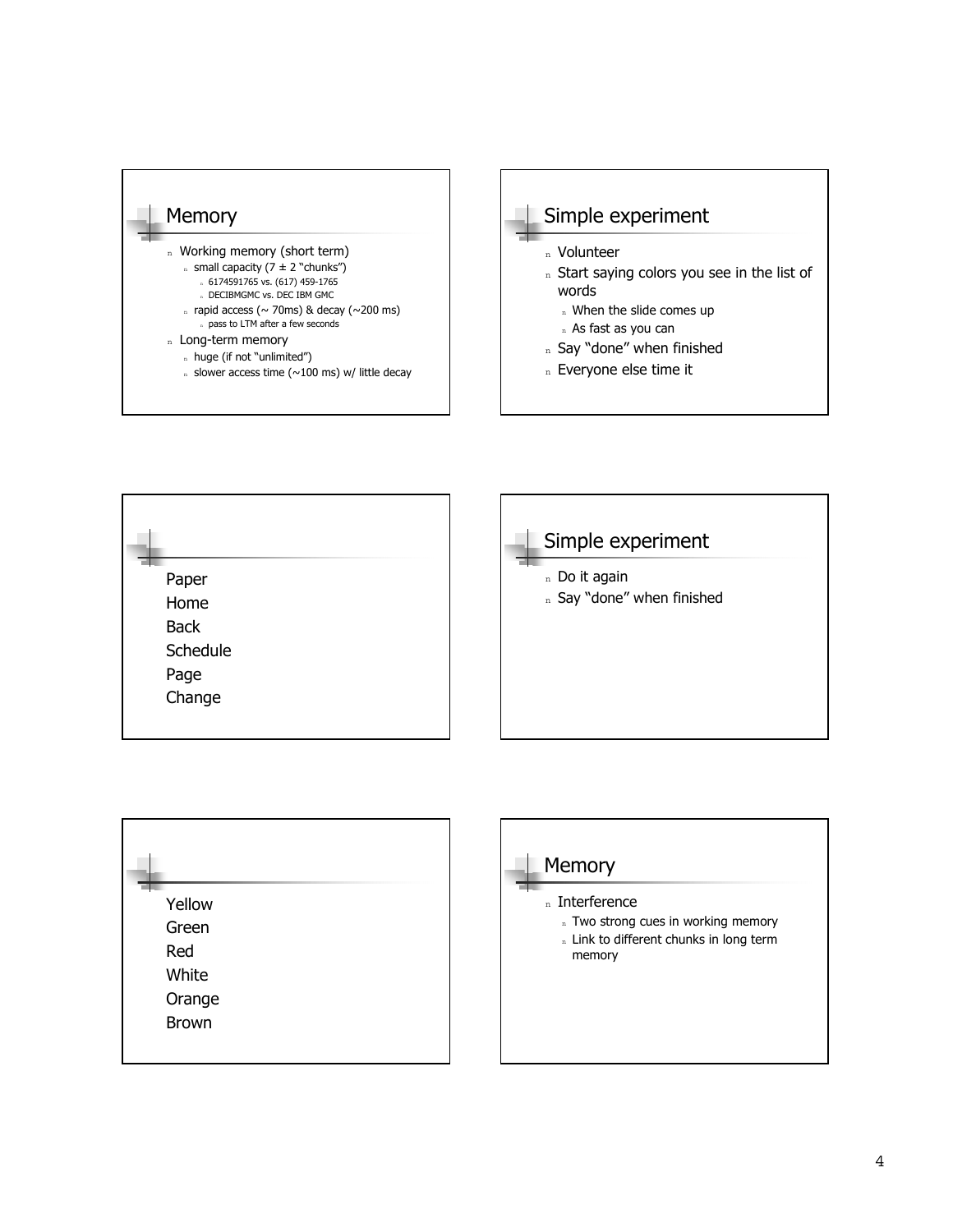## Memory

- Working memory (short term)
  - small capacity (7 ± 2 "chunks")
    - 6174591765 vs. (617) 459-1765
    - DECIBMGMC vs. DEC IBM GMC
  - rapid access (~ 70ms) & decay (~200 ms)
    - pass to LTM after a few seconds
- Long-term memory
  - huge (if not "unlimited")
  - slower access time (~100 ms) w/ little decay

## Simple experiment

- Volunteer
- Start saying colors you see in the list of words
  - When the slide comes up
  - As fast as you can
- Say "done" when finished
- Everyone else time it

Paper
Home
Back
Schedule
Page
Change

## Simple experiment

- Do it again
- Say "done" when finished

Yellow
Green
Red
White
Orange
Brown

## Memory

- Interference
  - Two strong cues in working memory
  - Link to different chunks in long term memory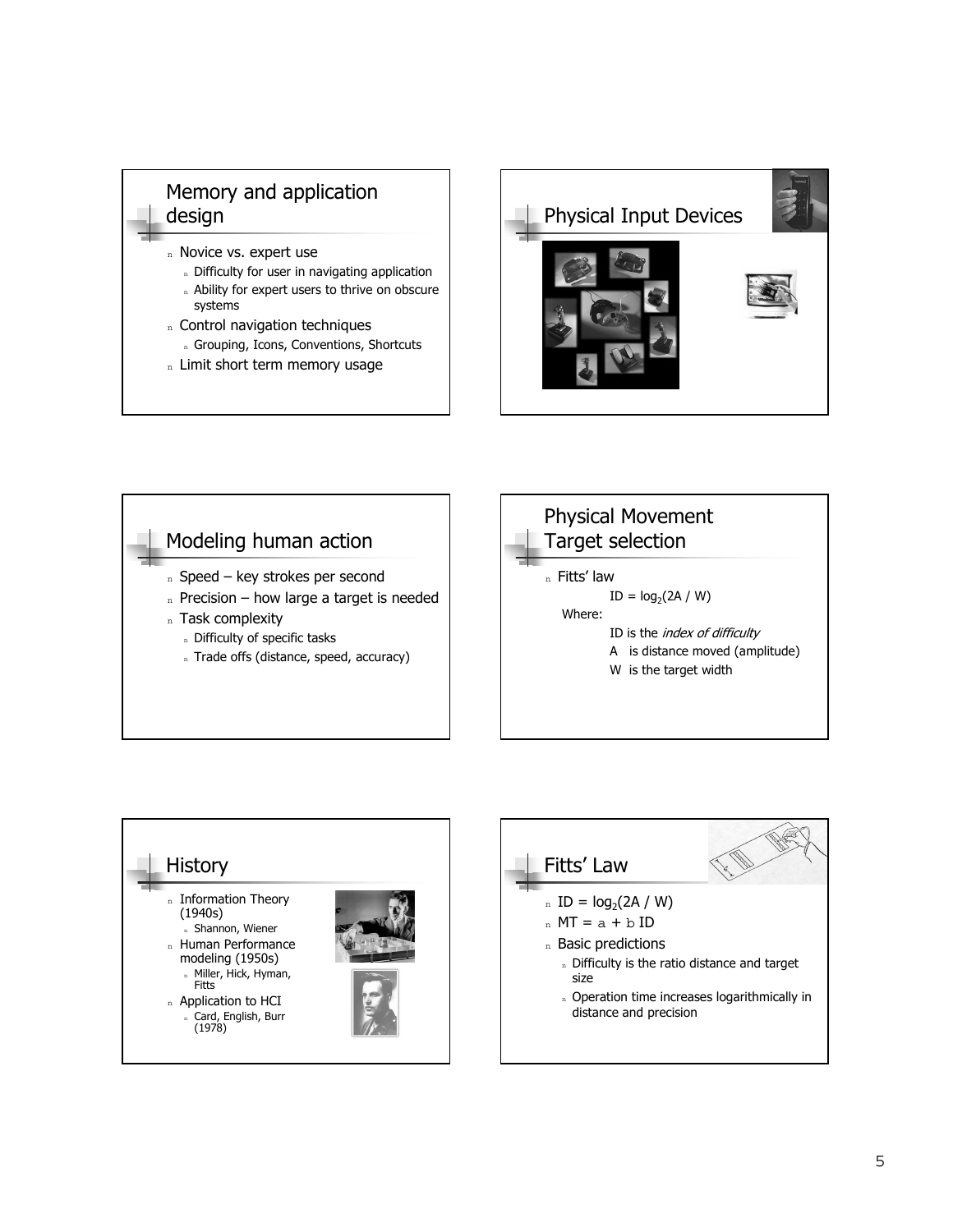## Memory and application design

- Novice vs. expert use
  - Difficulty for user in navigating application
  - Ability for expert users to thrive on obscure systems
- Control navigation techniques
  - Grouping, Icons, Conventions, Shortcuts
- Limit short term memory usage

## Physical Input Devices

## Modeling human action

- Speed – key strokes per second
- Precision – how large a target is needed
- Task complexity
  - Difficulty of specific tasks
  - Trade offs (distance, speed, accuracy)

## Physical Movement Target selection

- Fitts' law

$$ID = \log_2(2A / W)$$

Where:

ID is the *index of difficulty*

A is distance moved (amplitude)

W is the target width

## History

- Information Theory (1940s)
  - Shannon, Wiener
- Human Performance modeling (1950s)
  - Miller, Hick, Hyman, Fitts
- Application to HCI
  - Card, English, Burr (1978)

## Fitts' Law

- $ID = \log_2(2A / W)$
- $MT = a + b\,ID$
- Basic predictions
  - Difficulty is the ratio distance and target size
  - Operation time increases logarithmically in distance and precision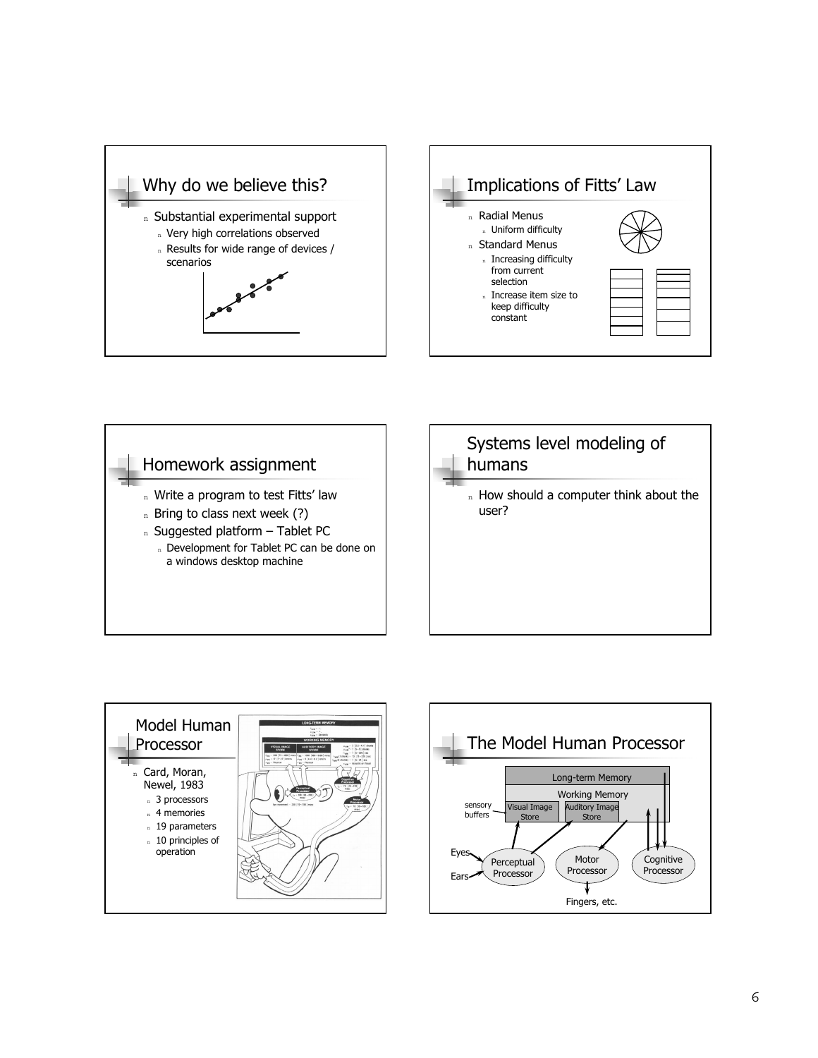## Why do we believe this?

- Substantial experimental support
  - Very high correlations observed
  - Results for wide range of devices / scenarios

## Implications of Fitts' Law

- Radial Menus
  - Uniform difficulty
- Standard Menus
  - Increasing difficulty from current selection
  - Increase item size to keep difficulty constant

## Homework assignment

- Write a program to test Fitts' law
- Bring to class next week (?)
- Suggested platform – Tablet PC
  - Development for Tablet PC can be done on a windows desktop machine

## Systems level modeling of humans

- How should a computer think about the user?

## Model Human Processor

- Card, Moran, Newel, 1983
  - 3 processors
  - 4 memories
  - 19 parameters
  - 10 principles of operation

## The Model Human Processor

Long-term Memory

Working Memory

sensory buffers: Visual Image Store, Auditory Image Store

Eyes, Ears → Perceptual Processor

Motor Processor → Fingers, etc.

Cognitive Processor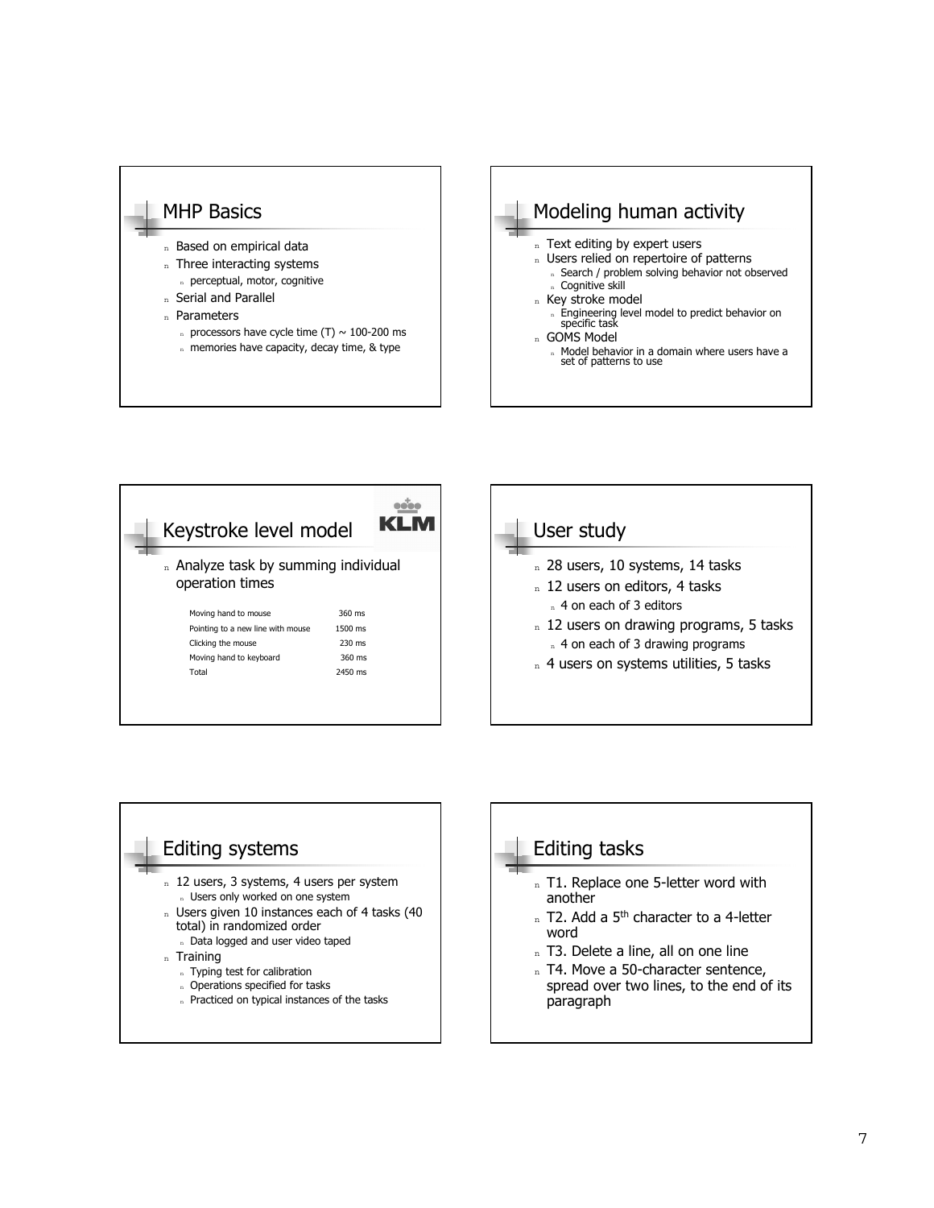## MHP Basics

- Based on empirical data
- Three interacting systems
  - perceptual, motor, cognitive
- Serial and Parallel
- Parameters
  - processors have cycle time (T) ~ 100-200 ms
  - memories have capacity, decay time, & type

## Modeling human activity

- Text editing by expert users
- Users relied on repertoire of patterns
  - Search / problem solving behavior not observed
  - Cognitive skill
- Key stroke model
  - Engineering level model to predict behavior on specific task
- GOMS Model
  - Model behavior in a domain where users have a set of patterns to use

## Keystroke level model

KLM

- Analyze task by summing individual operation times

| | |
|---|---|
| Moving hand to mouse | 360 ms |
| Pointing to a new line with mouse | 1500 ms |
| Clicking the mouse | 230 ms |
| Moving hand to keyboard | 360 ms |
| Total | 2450 ms |

## User study

- 28 users, 10 systems, 14 tasks
- 12 users on editors, 4 tasks
  - 4 on each of 3 editors
- 12 users on drawing programs, 5 tasks
  - 4 on each of 3 drawing programs
- 4 users on systems utilities, 5 tasks

## Editing systems

- 12 users, 3 systems, 4 users per system
  - Users only worked on one system
- Users given 10 instances each of 4 tasks (40 total) in randomized order
  - Data logged and user video taped
- Training
  - Typing test for calibration
  - Operations specified for tasks
  - Practiced on typical instances of the tasks

## Editing tasks

- T1. Replace one 5-letter word with another
- T2. Add a 5th character to a 4-letter word
- T3. Delete a line, all on one line
- T4. Move a 50-character sentence, spread over two lines, to the end of its paragraph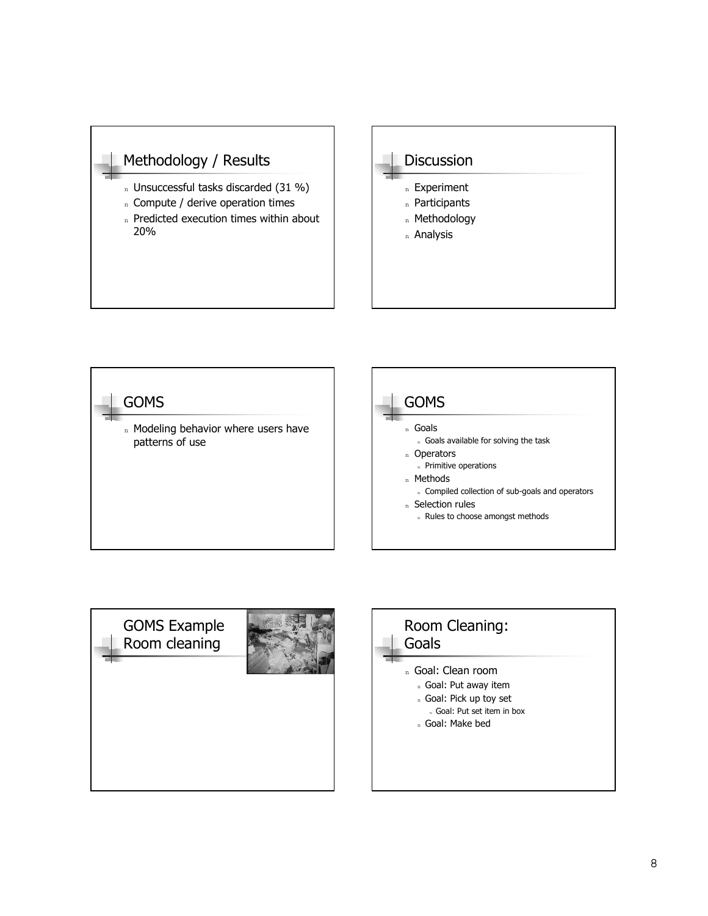## Methodology / Results

- Unsuccessful tasks discarded (31 %)
- Compute / derive operation times
- Predicted execution times within about 20%

## Discussion

- Experiment
- Participants
- Methodology
- Analysis

## GOMS

- Modeling behavior where users have patterns of use

## GOMS

- Goals
  - Goals available for solving the task
- Operators
  - Primitive operations
- Methods
  - Compiled collection of sub-goals and operators
- Selection rules
  - Rules to choose amongst methods

## GOMS Example Room cleaning

## Room Cleaning: Goals

- Goal: Clean room
  - Goal: Put away item
  - Goal: Pick up toy set
    - Goal: Put set item in box
  - Goal: Make bed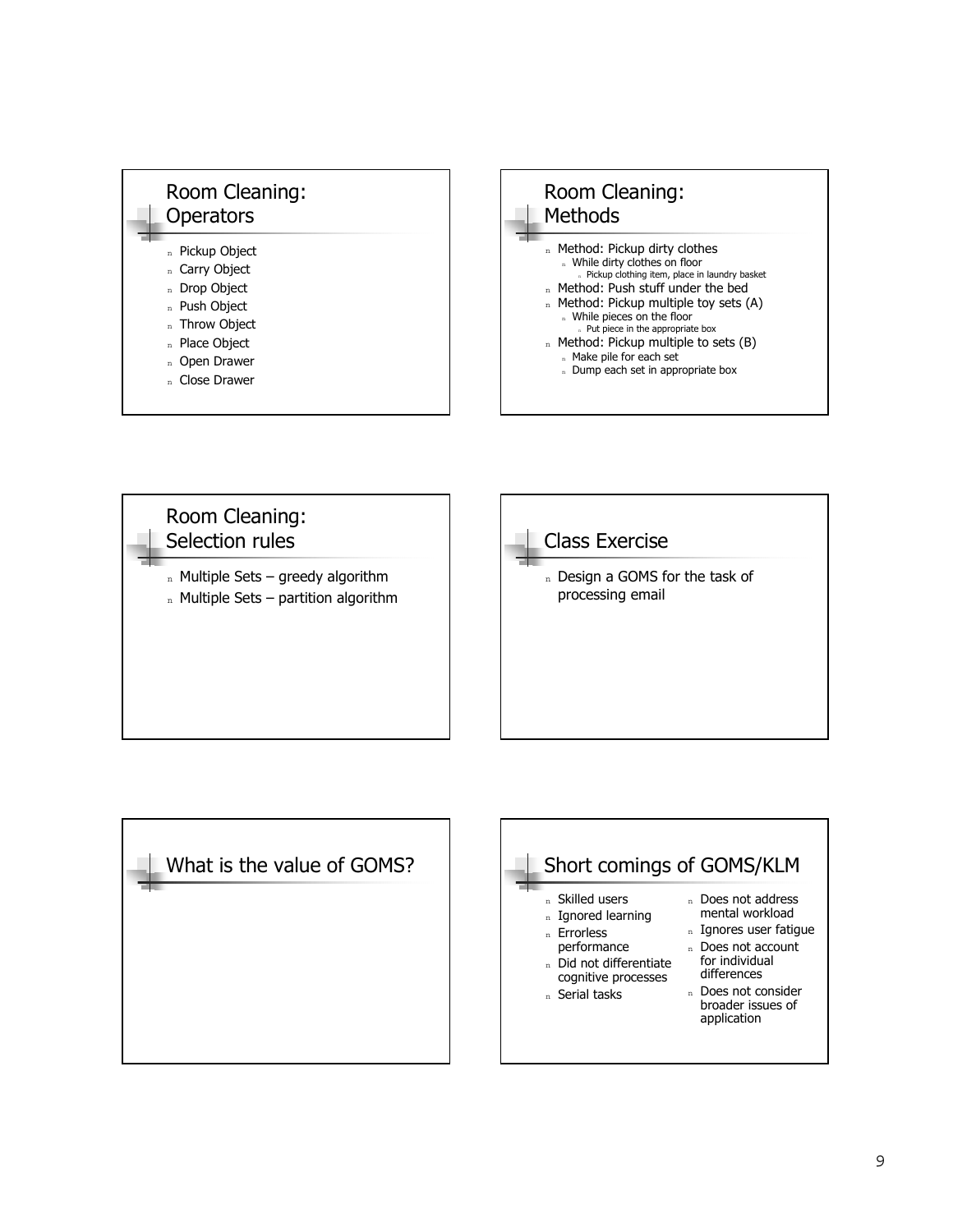## Room Cleaning: Operators

- Pickup Object
- Carry Object
- Drop Object
- Push Object
- Throw Object
- Place Object
- Open Drawer
- Close Drawer

## Room Cleaning: Methods

- Method: Pickup dirty clothes
  - While dirty clothes on floor
    - Pickup clothing item, place in laundry basket
- Method: Push stuff under the bed
- Method: Pickup multiple toy sets (A)
  - While pieces on the floor
    - Put piece in the appropriate box
- Method: Pickup multiple to sets (B)
  - Make pile for each set
  - Dump each set in appropriate box

## Room Cleaning: Selection rules

- Multiple Sets – greedy algorithm
- Multiple Sets – partition algorithm

## Class Exercise

- Design a GOMS for the task of processing email

## What is the value of GOMS?

## Short comings of GOMS/KLM

- Skilled users
- Ignored learning
- Errorless performance
- Did not differentiate cognitive processes
- Serial tasks
- Does not address mental workload
- Ignores user fatigue
- Does not account for individual differences
- Does not consider broader issues of application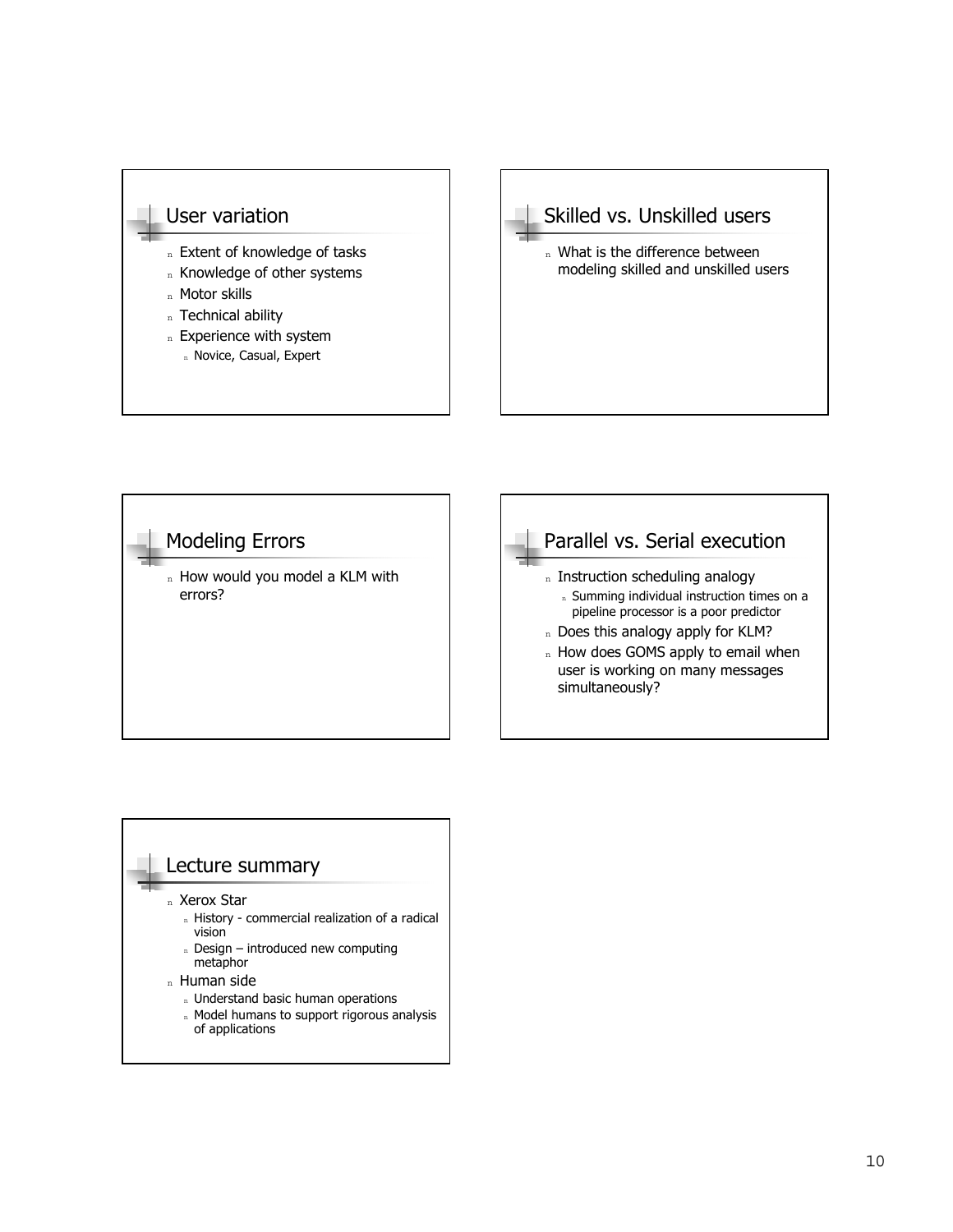## User variation

- Extent of knowledge of tasks
- Knowledge of other systems
- Motor skills
- Technical ability
- Experience with system
  - Novice, Casual, Expert

## Skilled vs. Unskilled users

- What is the difference between modeling skilled and unskilled users

## Modeling Errors

- How would you model a KLM with errors?

## Parallel vs. Serial execution

- Instruction scheduling analogy
  - Summing individual instruction times on a pipeline processor is a poor predictor
- Does this analogy apply for KLM?
- How does GOMS apply to email when user is working on many messages simultaneously?

## Lecture summary

- Xerox Star
  - History - commercial realization of a radical vision
  - Design – introduced new computing metaphor
- Human side
  - Understand basic human operations
  - Model humans to support rigorous analysis of applications